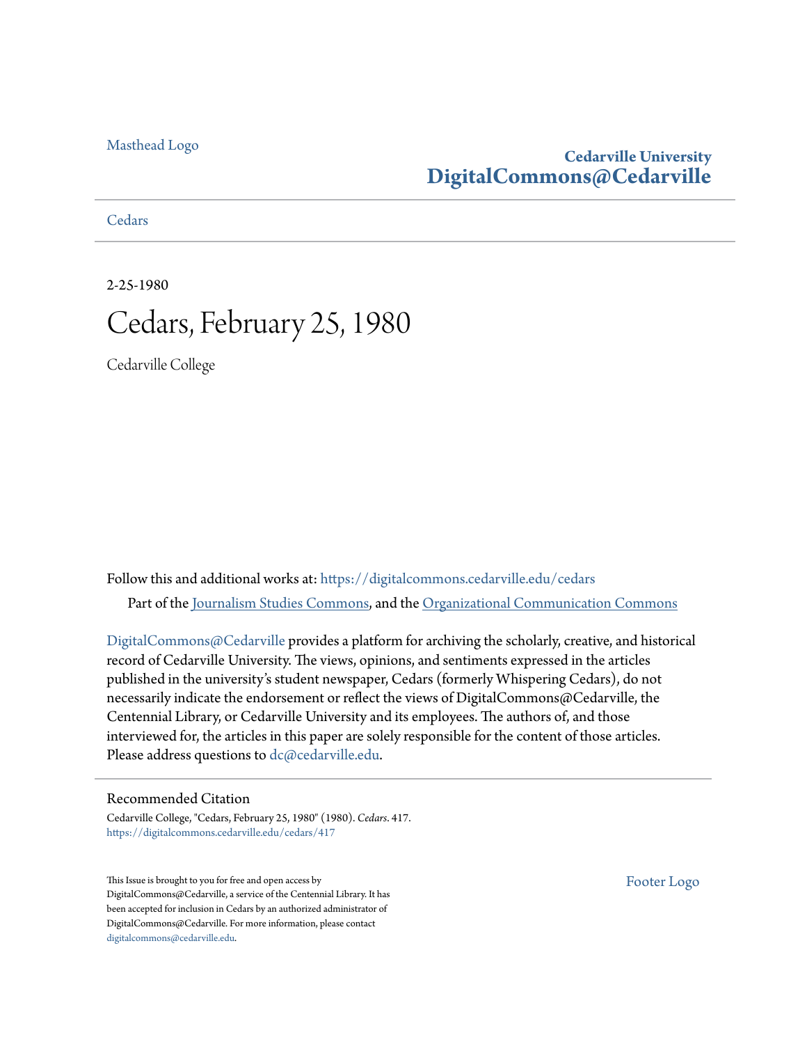Masthead Logo

Cedarville University
**DigitalCommons@Cedarville**

Cedars

2-25-1980

# Cedars, February 25, 1980

Cedarville College

Follow this and additional works at: https://digitalcommons.cedarville.edu/cedars

Part of the Journalism Studies Commons, and the Organizational Communication Commons

DigitalCommons@Cedarville provides a platform for archiving the scholarly, creative, and historical record of Cedarville University. The views, opinions, and sentiments expressed in the articles published in the university's student newspaper, Cedars (formerly Whispering Cedars), do not necessarily indicate the endorsement or reflect the views of DigitalCommons@Cedarville, the Centennial Library, or Cedarville University and its employees. The authors of, and those interviewed for, the articles in this paper are solely responsible for the content of those articles. Please address questions to dc@cedarville.edu.

## Recommended Citation

Cedarville College, "Cedars, February 25, 1980" (1980). *Cedars*. 417.
https://digitalcommons.cedarville.edu/cedars/417

This Issue is brought to you for free and open access by DigitalCommons@Cedarville, a service of the Centennial Library. It has been accepted for inclusion in Cedars by an authorized administrator of DigitalCommons@Cedarville. For more information, please contact digitalcommons@cedarville.edu.

Footer Logo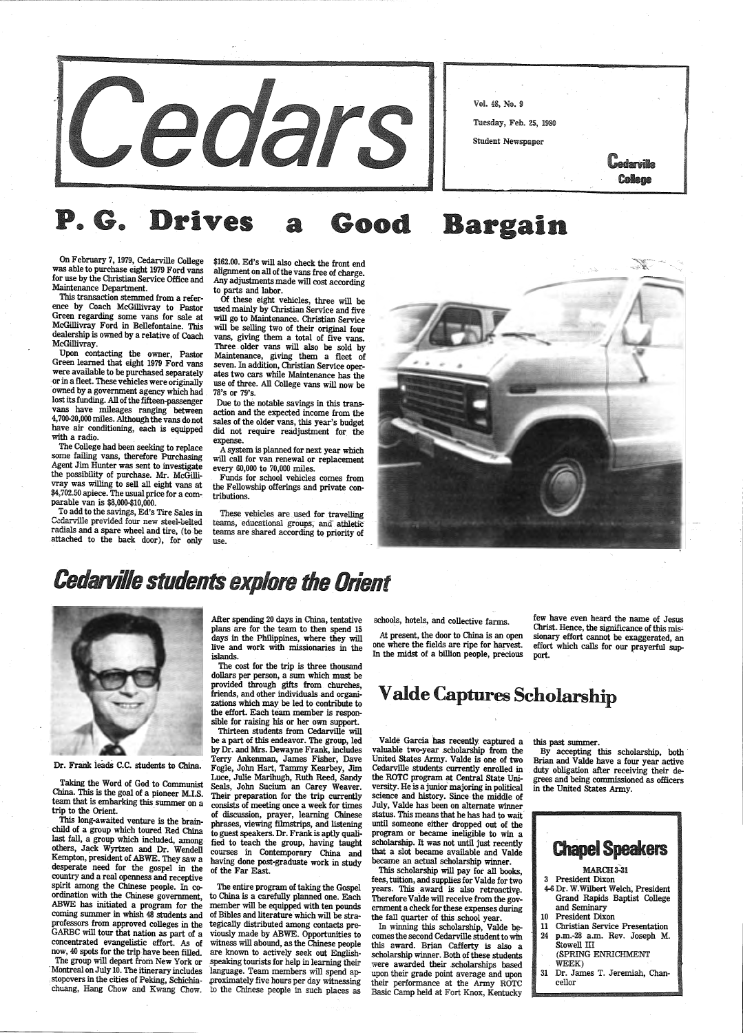# Cedars

Vol. 48, No. 9

Tuesday, Feb. 25, 1980

Student Newspaper

Cedarville College

# P. G. Drives a Good Bargain

On February 7, 1979, Cedarville College was able to purchase eight 1979 Ford vans for use by the Christian Service Office and Maintenance Department.

This transaction stemmed from a reference by Coach McGillivray to Pastor Green regarding some vans for sale at McGillivray Ford in Bellefontaine. This dealership is owned by a relative of Coach McGillivray.

Upon contacting the owner, Pastor Green learned that eight 1979 Ford vans were available to be purchased separately or in a fleet. These vehicles were originally owned by a government agency which had lost its funding. All of the fifteen-passenger vans have mileages ranging between 4,700-20,000 miles. Although the vans do not have air conditioning, each is equipped with a radio.

The College had been seeking to replace some failing vans, therefore Purchasing Agent Jim Hunter was sent to investigate the possibility of purchase. Mr. McGillivray was willing to sell all eight vans at $4,702.50 apiece. The usual price for a comparable van is $8,000-$10,000.

To add to the savings, Ed's Tire Sales in Cedarville provided four new steel-belted radials and a spare wheel and tire, (to be attached to the back door), for only $162.00. Ed's will also check the front end alignment on all of the vans free of charge. Any adjustments made will cost according to parts and labor.

Of these eight vehicles, three will be used mainly by Christian Service and five will go to Maintenance. Christian Service will be selling two of their original four vans, giving them a total of five vans. Three older vans will also be sold by Maintenance, giving them a fleet of seven. In addition, Christian Service operates two cars while Maintenance has the use of three. All College vans will now be 78's or 79's.

Due to the notable savings in this transaction and the expected income from the sales of the older vans, this year's budget did not require readjustment for the expense.

A system is planned for next year which will call for van renewal or replacement every 60,000 to 70,000 miles.

Funds for school vehicles comes from the Fellowship offerings and private contributions.

These vehicles are used for travelling teams, educational groups, and athletic teams are shared according to priority of use.

# Cedarville students explore the Orient

Dr. Frank leads C.C. students to China.

Taking the Word of God to Communist China. This is the goal of a pioneer M.I.S. team that is embarking this summer on a trip to the Orient.

This long-awaited venture is the brainchild of a group which toured Red China last fall, a group which included, among others, Jack Wyrtzen and Dr. Wendell Kempton, president of ABWE. They saw a desperate need for the gospel in the country and a real openness and receptive spirit among the Chinese people. In coordination with the Chinese government, ABWE has initiated a program for the coming summer in whish 48 students and professors from approved colleges in the GARBC will tour that nation as part of a concentrated evangelistic effort. As of now, 40 spots for the trip have been filled.

The group will depart from New York or Montreal on July 10. The itinerary includes stopovers in the cities of Peking, Schichiachuang, Hang Chow and Kwang Chow. After spending 20 days in China, tentative plans are for the team to then spend 15 days in the Philippines, where they will live and work with missionaries in the islands.

The cost for the trip is three thousand dollars per person, a sum which must be provided through gifts from churches, friends, and other individuals and organizations which may be led to contribute to the effort. Each team member is responsible for raising his or her own support.

Thirteen students from Cedarville will be a part of this endeavor. The group, led by Dr. and Mrs. Dewayne Frank, includes Terry Ankenman, James Fisher, Dave Fogle, John Hart, Tammy Kearbey, Jim Luce, Julie Marihugh, Ruth Reed, Sandy Seals, John Sucium an Carey Weaver. Their preparation for the trip currently consists of meeting once a week for times of discussion, prayer, learning Chinese phrases, viewing filmstrips, and listening to guest speakers. Dr. Frank is aptly qualified to teach the group, having taught courses in Contemporary China and having done post-graduate work in study of the Far East.

The entire program of taking the Gospel to China is a carefully planned one. Each member will be equipped with ten pounds of Bibles and literature which will be strategically distributed among contacts previously made by ABWE. Opportunities to witness will abound, as the Chinese people are known to actively seek out English-speaking tourists for help in learning their language. Team members will spend approximately five hours per day witnessing to the Chinese people in such places as schools, hotels, and collective farms.

At present, the door to China is an open one where the fields are ripe for harvest. In the midst of a billion people, precious few have even heard the name of Jesus Christ. Hence, the significance of this missionary effort cannot be exaggerated, an effort which calls for our prayerful support.

# Valde Captures Scholarship

Valde Garcia has recently captured a valuable two-year scholarship from the United States Army. Valde is one of two Cedarville students currently enrolled in the ROTC program at Central State University. He is a junior majoring in political science and history. Since the middle of July, Valde has been on alternate winner status. This means that he has had to wait until someone either dropped out of the program or became ineligible to win a scholarship. It was not until just recently that a slot became available and Valde became an actual scholarship winner.

This scholarship will pay for all books, fees, tuition, and supplies for Valde for two years. This award is also retroactive. Therefore Valde will receive from the government a check for these expenses during the fall quarter of this school year.

In winning this scholarship, Valde becomes the second Cedarville student to win this award. Brian Cafferty is also a scholarship winner. Both of these students were awarded their scholarships based upon their grade point average and upon their performance at the Army ROTC Basic Camp held at Fort Knox, Kentucky this past summer.

By accepting this scholarship, both Brian and Valde have a four year active duty obligation after receiving their degrees and being commissioned as officers in the United States Army.

## Chapel Speakers

**MARCH 3-31**

- 3 President Dixon
- 4-6 Dr. W. Wilbert Welch, President Grand Rapids Baptist College and Seminary
- 10 President Dixon
- 11 Christian Service Presentation
- 24 p.m.-28 a.m. Rev. Joseph M. Stowell III (SPRING ENRICHMENT WEEK)
- 31 Dr. James T. Jeremiah, Chancellor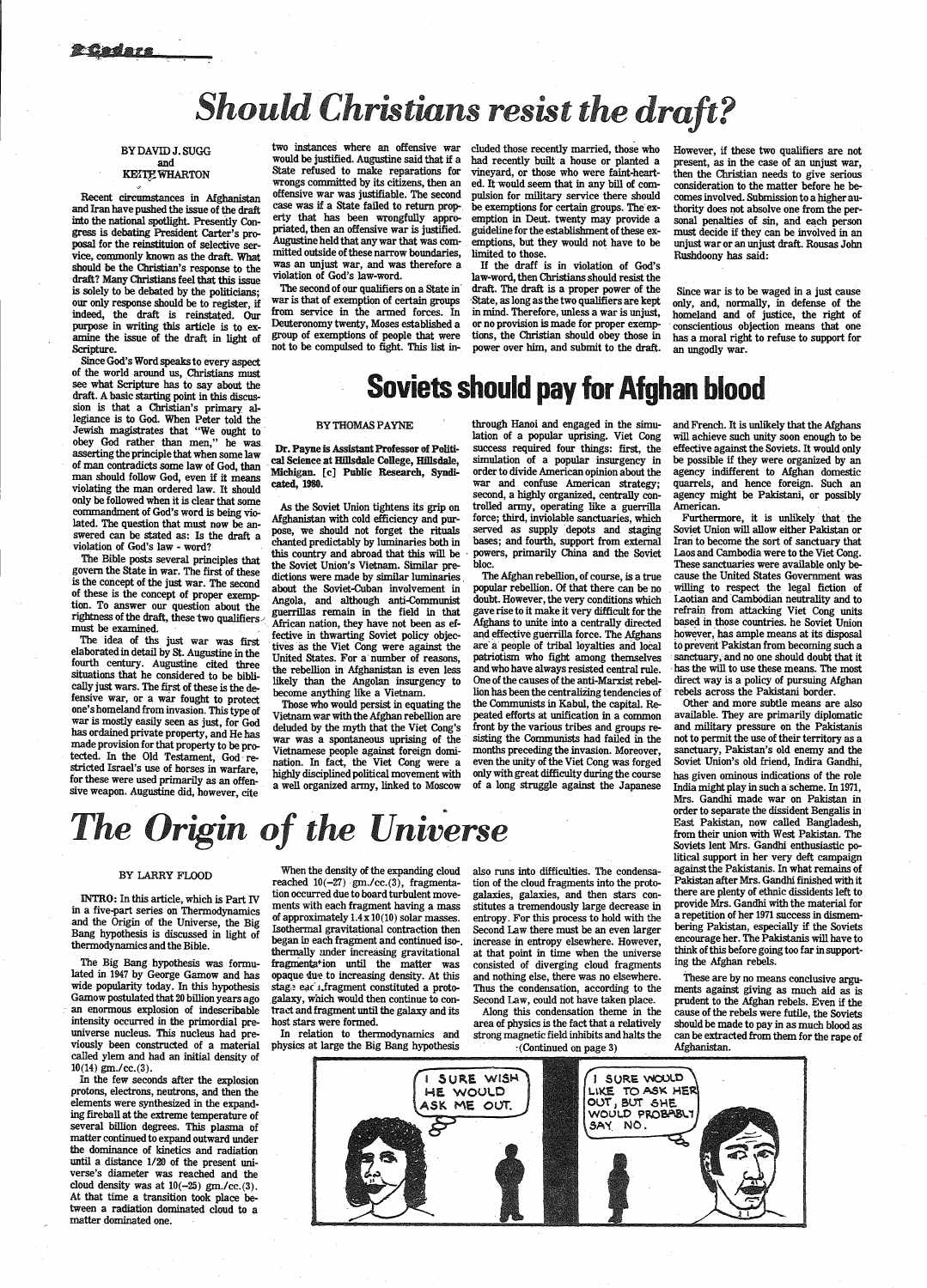# Should Christians resist the draft?

BY DAVID J. SUGG and KEITH WHARTON

Recent circumstances in Afghanistan and Iran have pushed the issue of the draft into the national spotlight. Presently Congress is debating President Carter's proposal for the reinstitution of selective service, commonly known as the draft. What should be the Christian's response to the draft? Many Christians feel that this issue is solely to be debated by the politicians; our only response should be to register, if indeed, the draft is reinstated. Our purpose in writing this article is to examine the issue of the draft in light of Scripture.

Since God's Word speaks to every aspect of the world around us, Christians must see what Scripture has to say about the draft. A basic starting point in this discussion is that a Christian's primary allegiance is to God. When Peter told the Jewish magistrates that "We ought to obey God rather than men," he was asserting the principle that when some law of man contradicts some law of God, than man should follow God, even if it means violating the man ordered law. It should only be followed when it is clear that some commandment of God's word is being violated. The question that must now be answered can be stated as: Is the draft a violation of God's law - word?

The Bible posts several principles that govern the State in war. The first of these is the concept of the just war. The second of these is the concept of proper exemption. To answer our question about the rightness of the draft, these two qualifiers must be examined.

The idea of ths just war was first elaborated in detail by St. Augustine in the fourth century. Augustine cited three situations that he considered to be biblically just wars. The first of these is the defensive war, or a war fought to protect one's homeland from invasion. This type of war is mostly easily seen as just, for God has ordained private property, and He has made provision for that property to be protected. In the Old Testament, God restricted Israel's use of horses in warfare, for these were used primarily as an offensive weapon. Augustine did, however, cite two instances where an offensive war would be justified. Augustine said that if a State refused to make reparations for wrongs committed by its citizens, then an offensive war was justifiable. The second case was if a State failed to return property that has been wrongfully appropriated, then an offensive war is justified. Augustine held that any war that was committed outside of these narrow boundaries, was an unjust war, and was therefore a violation of God's law-word.

The second of our qualifiers on a State in war is that of exemption of certain groups from service in the armed forces. In Deuteronomy twenty, Moses established a group of exemptions of people that were not to be compulsed to fight. This list included those recently married, those who had recently built a house or planted a vineyard, or those who were faint-hearted. It would seem that in any bill of compulsion for military service there should be exemptions for certain groups. The exemption in Deut. twenty may provide a guideline for the establishment of these exemptions, but they would not have to be limited to those.

If the draft is in violation of God's law-word, then Christians should resist the draft. The draft is a proper power of the State, as long as the two qualifiers are kept in mind. Therefore, unless a war is unjust, or no provision is made for proper exemptions, the Christian should obey those in power over him, and submit to the draft. However, if these two qualifiers are not present, as in the case of an unjust war, then the Christian needs to give serious consideration to the matter before he becomes involved. Submission to a higher authority does not absolve one from the personal penalties of sin, and each person must decide if they can be involved in an unjust war or an unjust draft. Rousas John Rushdoony has said:

> Since war is to be waged in a just cause only, and, normally, in defense of the homeland and of justice, the right of conscientious objection means that one has a moral right to refuse to support for an ungodly war.

# Soviets should pay for Afghan blood

BY THOMAS PAYNE

**Dr. Payne is Assistant Professor of Political Science at Hillsdale College, Hillsdale, Michigan. [c] Public Research, Syndicated, 1980.**

As the Soviet Union tightens its grip on Afghanistan with cold efficiency and purpose, we should not forget the rituals chanted predictably by luminaries both in this country and abroad that this will be the Soviet Union's Vietnam. Similar predictions were made by similar luminaries about the Soviet-Cuban involvement in Angola, and although anti-Communist guerrillas remain in the field in that African nation, they have not been as effective in thwarting Soviet policy objectives as the Viet Cong were against the United States. For a number of reasons, the rebellion in Afghanistan is even less likely than the Angolan insurgency to become anything like a Vietnam.

Those who would persist in equating the Vietnam war with the Afghan rebellion are deluded by the myth that the Viet Cong's war was a spontaneous uprising of the Vietnamese people against foreign domination. In fact, the Viet Cong were a highly disciplined political movement with a well organized army, linked to Moscow through Hanoi and engaged in the simulation of a popular uprising. Viet Cong success required four things: first, the simulation of a popular insurgency in order to divide American opinion about the war and confuse American strategy; second, a highly organized, centrally controlled army, operating like a guerrilla force; third, inviolable sanctuaries, which served as supply depots and staging bases; and fourth, support from external powers, primarily China and the Soviet bloc.

The Afghan rebellion, of course, is a true popular rebellion. Of that there can be no doubt. However, the very conditions which gave rise to it make it very difficult for the Afghans to unite into a centrally directed and effective guerrilla force. The Afghans are a people of tribal loyalties and local patriotism who fight among themselves and who have always resisted central rule. One of the causes of the anti-Marxist rebellion has been the centralizing tendencies of the Communists in Kabul, the capital. Repeated efforts at unification in a common front by the various tribes and groups resisting the Communists had failed in the months preceding the invasion. Moreover, even the unity of the Viet Cong was forged only with great difficulty during the course of a long struggle against the Japanese and French. It is unlikely that the Afghans will achieve such unity soon enough to be effective against the Soviets. It would only be possible if they were organized by an agency indifferent to Afghan domestic quarrels, and hence foreign. Such an agency might be Pakistani, or possibly American.

Furthermore, it is unlikely that the Soviet Union will allow either Pakistan or Iran to become the sort of sanctuary that Laos and Cambodia were to the Viet Cong. These sanctuaries were available only because the United States Government was willing to respect the legal fiction of Laotian and Cambodian neutrality and to refrain from attacking Viet Cong units based in those countries. he Soviet Union however, has ample means at its disposal to prevent Pakistan from becoming such a sanctuary, and no one should doubt that it has the will to use these means. The most direct way is a policy of pursuing Afghan rebels across the Pakistani border.

Other and more subtle means are also available. They are primarily diplomatic and military pressure on the Pakistanis not to permit the use of their territory as a sanctuary, Pakistan's old enemy and the Soviet Union's old friend, Indira Gandhi, has given ominous indications of the role India might play in such a scheme. In 1971, Mrs. Gandhi made war on Pakistan in order to separate the dissident Bengalis in East Pakistan, now called Bangladesh, from their union with West Pakistan. The Soviets lent Mrs. Gandhi enthusiastic political support in her very deft campaign against the Pakistanis. In what remains of Pakistan after Mrs. Gandhi finished with it there are plenty of ethnic dissidents left to provide Mrs. Gandhi with the material for a repetition of her 1971 success in dismembering Pakistan, especially if the Soviets encourage her. The Pakistanis will have to think of this before going too far in supporting the Afghan rebels.

These are by no means conclusive arguments against giving as much aid as is prudent to the Afghan rebels. Even if the cause of the rebels were futile, the Soviets should be made to pay in as much blood as can be extracted from them for the rape of Afghanistan.

# The Origin of the Universe

BY LARRY FLOOD

INTRO: In this article, which is Part IV in a five-part series on Thermodynamics and the Origin of the Universe, the Big Bang hypothesis is discussed in light of thermodynamics and the Bible.

The Big Bang hypothesis was formulated in 1947 by George Gamow and has wide popularity today. In this hypothesis Gamow postulated that 20 billion years ago an enormous explosion of indescribable intensity occurred in the primordial pre-universe nucleus. This nucleus had previously been constructed of a material called ylem and had an initial density of $10^{14}$ gm./cc.

In the few seconds after the explosion protons, electrons, neutrons, and then the elements were synthesized in the expanding fireball at the extreme temperature of several billion degrees. This plasma of matter continued to expand outward under the dominance of kinetics and radiation until a distance 1/20 of the present universe's diameter was reached and the cloud density was at $10^{-25}$ gm./cc. At that time a transition took place between a radiation dominated cloud to a matter dominated one.

When the density of the expanding cloud reached $10^{-27}$ gm./cc., fragmentation occurred due to board turbulent movements with each fragment having a mass of approximately $1.4 \times 10^{10}$ solar masses. Isothermal gravitational contraction then began in each fragment and continued isothermally under increasing gravitational fragmentation until the matter was opaque due to increasing density. At this stage each fragment constituted a protogalaxy, which would then continue to contract and fragment until the galaxy and its host stars were formed.

In relation to thermodynamics and physics at large the Big Bang hypothesis also runs into difficulties. The condensation of the cloud fragments into the protogalaxies, galaxies, and then stars constitutes a tremendously large decrease in entropy. For this process to hold with the Second Law there must be an even larger increase in entropy elsewhere. However, at that point in time when the universe consisted of diverging cloud fragments and nothing else, there was no elsewhere. Thus the condensation, according to the Second Law, could not have taken place.

Along this condensation theme in the area of physics is the fact that a relatively strong magnetic field inhibits and halts the

(Continued on page 3)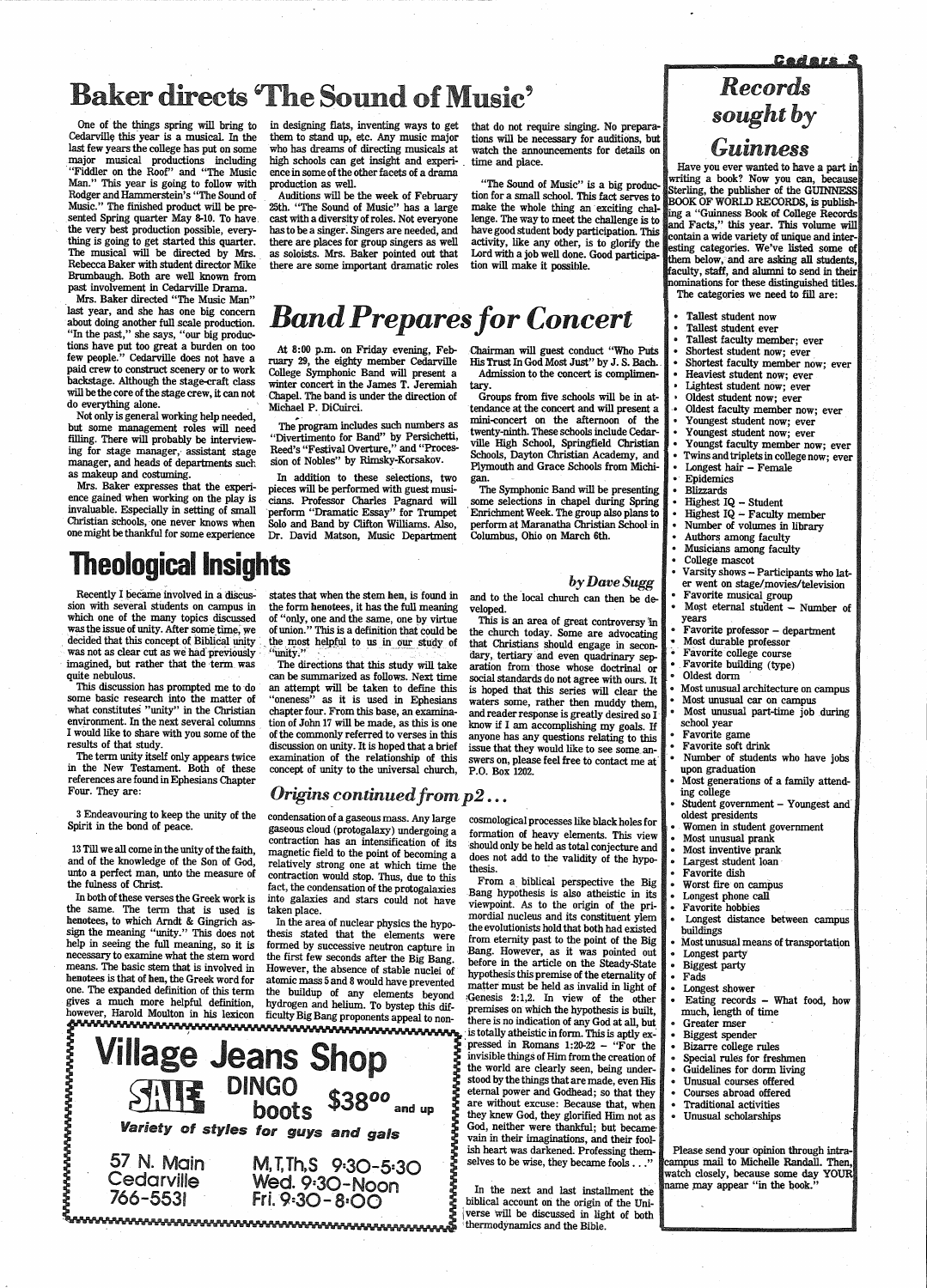# Baker directs 'The Sound of Music'

One of the things spring will bring to Cedarville this year is a musical. In the last few years the college has put on some major musical productions including "Fiddler on the Roof" and "The Music Man." This year is going to follow with Rodger and Hammerstein's "The Sound of Music." The finished product will be presented Spring quarter May 8-10. To have the very best production possible, everything is going to get started this quarter. The musical will be directed by Mrs. Rebecca Baker with student director Mike Brumbaugh. Both are well known from past involvement in Cedarville Drama.

Mrs. Baker directed "The Music Man" last year, and she has one big concern about doing another full scale production. "In the past," she says, "our big productions have put too great a burden on too few people." Cedarville does not have a paid crew to construct scenery or to work backstage. Although the stage-craft class will be the core of the stage crew, it can not do everything alone.

Not only is general working help needed, but some management roles will need filling. There will probably be interviewing for stage manager, assistant stage manager, and heads of departments such as makeup and costuming.

Mrs. Baker expresses that the experience gained when working on the play is invaluable. Especially in setting of small Christian schools, one never knows when one might be thankful for some experience in designing flats, inventing ways to get them to stand up, etc. Any music major who has dreams of directing musicals at high schools can get insight and experience in some of the other facets of a drama production as well.

Auditions will be the week of February 25th. "The Sound of Music" has a large cast with a diversity of roles. Not everyone has to be a singer. Singers are needed, and there are places for group singers as well as soloists. Mrs. Baker pointed out that there are some important dramatic roles that do not require singing. No preparations will be necessary for auditions, but watch the announcements for details on time and place.

"The Sound of Music" is a big production for a small school. This fact serves to make the whole thing an exciting challenge. The way to meet the challenge is to have good student body participation. This activity, like any other, is to glorify the Lord with a job well done. Good participation will make it possible.

# Band Prepares for Concert

At 8:00 p.m. on Friday evening, February 29, the eighty member Cedarville College Symphonic Band will present a winter concert in the James T. Jeremiah Chapel. The band is under the direction of Michael P. DiCuirci.

The program includes such numbers as "Divertimento for Band" by Persichetti, Reed's "Festival Overture," and "Procession of Nobles" by Rimsky-Korsakov.

In addition to these selections, two pieces will be performed with guest musicians. Professor Charles Pagnard will perform "Dramatic Essay" for Trumpet Solo and Band by Clifton Williams. Also, Dr. David Matson, Music Department Chairman will guest conduct "Who Puts His Trust In God Most Just" by J. S. Bach.

Admission to the concert is complimentary.

Groups from five schools will be in attendance at the concert and will present a mini-concert on the afternoon of the twenty-ninth. These schools include Cedarville High School, Springfield Christian Schools, Dayton Christian Academy, and Plymouth and Grace Schools from Michigan.

The Symphonic Band will be presenting some selections in chapel during Spring Enrichment Week. The group also plans to perform at Maranatha Christian School in Columbus, Ohio on March 6th.

# Theological Insights

*by Dave Sugg*

Recently I became involved in a discussion with several students on campus in which one of the many topics discussed was the issue of unity. After some time, we decided that this concept of Biblical unity was not as clear cut as we had previously imagined, but rather that the term was quite nebulous.

This discussion has prompted me to do some basic research into the matter of what constitutes "unity" in the Christian environment. In the next several columns I would like to share with you some of the results of that study.

The term unity itself only appears twice in the New Testament. Both of these references are found in Ephesians Chapter Four. They are:

3 Endeavouring to keep the unity of the Spirit in the bond of peace.

13 Till we all come in the unity of the faith, and of the knowledge of the Son of God, unto a perfect man, unto the measure of the fulness of Christ.

In both of these verses the Greek work is the same. The term that is used is **henotes**, to which Arndt & Gingrich assign the meaning "unity." This does not help in seeing the full meaning, so it is necessary to examine what the stem word means. The basic stem that is involved in **henotes** is that of **hen**, the Greek word for one. The expanded definition of this term gives a much more helpful definition, however, Harold Moulton in his lexicon states that when the stem **hen**, is found in the form **henotees**, it has the full meaning of "only, one and the same, one by virtue of union." This is a definition that could be the most helpful to us in our study of "unity."

The directions that this study will take can be summarized as follows. Next time an attempt will be taken to define this "oneness" as it is used in Ephesians chapter four. From this base, an examination of John 17 will be made, as this is one of the commonly referred to verses in this discussion on unity. It is hoped that a brief examination of the relationship of this concept of unity to the universal church, and to the local church can then be developed.

This is an area of great controversy in the church today. Some are advocating that Christians should engage in secondary, tertiary and even quadrinary separation from those whose doctrinal or social standards do not agree with ours. It is hoped that this series will clear the waters some, rather then muddy them, and reader response is greatly desired so I know if I am accomplishing my goals. If anyone has any questions relating to this issue that they would like to see some answers on, please feel free to contact me at P.O. Box 1202.

## *Origins continued from p2...*

condensation of a gaseous mass. Any large gaseous cloud (protogalaxy) undergoing a contraction has an intensification of its magnetic field to the point of becoming a relatively strong one at which time the contraction would stop. Thus, due to this fact, the condensation of the protogalaxies into galaxies and stars could not have taken place.

In the area of nuclear physics the hypothesis stated that the elements were formed by successive neutron capture in the first few seconds after the Big Bang. However, the absence of stable nuclei of atomic mass 5 and 8 would have prevented the buildup of any elements beyond hydrogen and helium. To bystep this difficulty Big Bang proponents appeal to noncosmological processes like black holes for formation of heavy elements. This view should only be held as total conjecture and does not add to the validity of the hypothesis.

From a biblical perspective the Big Bang hypothesis is also atheistic in its viewpoint. As to the origin of the primordial nucleus and its constituent ylem the evolutionists hold that both had existed from eternity past to the point of the Big Bang. However, as it was pointed out before in the article on the Steady-State hypothesis this premise of the eternality of matter must be held as invalid in light of Genesis 2:1,2. In view of the other premises on which the hypothesis is built, there is no indication of any God at all, but is totally atheistic in form. This is aptly expressed in Romans 1:20-22 – "For the invisible things of Him from the creation of the world are clearly seen, being understood by the things that are made, even His eternal power and Godhead; so that they are without excuse: Because that, when they knew God, they glorified Him not as God, neither were thankful; but became vain in their imaginations, and their foolish heart was darkened. Professing themselves to be wise, they became fools . . ."

In the next and last installment the biblical account on the origin of the Universe will be discussed in light of both thermodynamics and the Bible.

---

**Village Jeans Shop**

**SALE** DINGO boots $38^{00} and up

*Variety of styles for guys and gals*

57 N. Main
Cedarville
766-5531

M,T,Th,S 9:30-5:30
Wed. 9:30-Noon
Fri. 9:30-8:00

---

# *Records sought by Guinness*

Have you ever wanted to have a part in writing a book? Now you can, because Sterling, the publisher of the GUINNESS BOOK OF WORLD RECORDS, is publishing a "Guinness Book of College Records and Facts," this year. This volume will contain a wide variety of unique and interesting categories. We've listed some of them below, and are asking all students, faculty, staff, and alumni to send in their nominations for these distinguished titles. The categories we need to fill are:

- Tallest student now
- Tallest student ever
- Tallest faculty member; ever
- Shortest student now; ever
- Shortest faculty member now; ever
- Heaviest student now; ever
- Lightest student now; ever
- Oldest student now; ever
- Oldest faculty member now; ever
- Youngest student now; ever
- Youngest student now; ever
- Youngest faculty member now; ever
- Twins and triplets in college now; ever
- Longest hair – Female
- Epidemics
- Blizzards
- Highest IQ – Student
- Highest IQ – Faculty member
- Number of volumes in library
- Authors among faculty
- Musicians among faculty
- College mascot
- Varsity shows – Participants who later went on stage/movies/television
- Favorite musical group
- Most eternal student – Number of years
- Favorite professor – department
- Most durable professor
- Favorite college course
- Favorite building (type)
- Oldest dorm
- Most unusual architecture on campus
- Most unusual car on campus
- Most unusual part-time job during school year
- Favorite game
- Favorite soft drink
- Number of students who have jobs upon graduation
- Most generations of a family attending college
- Student government – Youngest and oldest presidents
- Women in student government
- Most unusual prank
- Most inventive prank
- Largest student loan
- Favorite dish
- Worst fire on campus
- Longest phone call
- Favorite hobbies
- Longest distance between campus buildings
- Most unusual means of transportation
- Longest party
- Biggest party
- Fads
- Longest shower
- Eating records – What food, how much, length of time
- Greater mser
- Biggest spender
- Bizarre college rules
- Special rules for freshmen
- Guidelines for dorm living
- Unusual courses offered
- Courses abroad offered
- Traditional activities
- Unusual scholarships

Please send your opinion through intra-campus mail to Michelle Randall. Then, watch closely, because some day YOUR name may appear "in the book."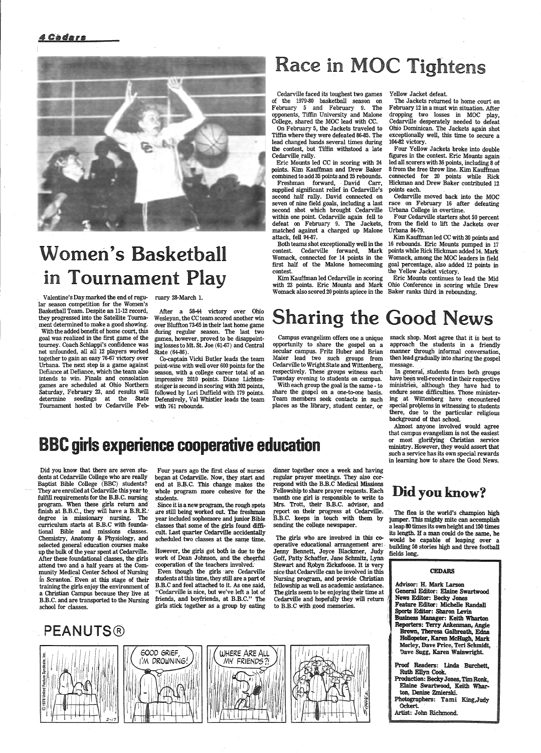# Race in MOC Tightens

Cedarville faced its toughest two games of the 1979-80 basketball season on February 5 and February 9. The opponents, Tiffin University and Malone College, shared the MOC lead with CC.

On February 5, the Jackets traveled to Tiffin where they were defeated 86-85. The lead changed hands several times during the contest, but Tiffin withstood a late Cedarville rally.

Eric Mounts led CC in scoring with 24 points. Kim Kauffman and Drew Baker combined to add 35 points and 25 rebounds.

Freshman forward, David Carr, supplied significant relief in Cedarville's second half rally. David connected on seven of nine field goals, including a last second shot which brought Cedarville within one point. Cedarville again fell to defeat on February 9. The Jackets, matched against a charged up Malone attack, fell 94-87.

Both teams shot exceptionally well in the contest. Cedarville forward, Mark Womack, connected for 14 points in the first half of the Malone homecoming contest.

Kim Kauffman led Cedarville in scoring with 23 points. Eric Mounts and Mark Womack also scored 20 points apiece in the Yellow Jacket defeat.

The Jackets returned to home court on February 12 in a must win situation. After dropping two losses in MOC play, Cedarville desperately needed to defeat Ohio Dominican. The Jackets again shot exceptionally well, this time to secure a 104-82 victory.

Four Yellow Jackets broke into double figures in the contest. Eric Mounts again led all scorers with 36 points, including 8 of 8 from the free throw line. Kim Kauffman connected for 20 points while Rick Hickman and Drew Baker contributed 12 points each.

Cedarville moved back into the MOC race on February 16 after defeating Urbana College in overtime.

Four Cedarville starters shot 50 percent from the field to lift the Jackets over Urbana 84-79.

Kim Kauffman led CC with 30 points and 16 rebounds. Eric Mounts pumped in 17 points while Rick Hickman added 14. Mark Womack, among the MOC leaders in field goal percentage, also added 12 points in the Yellow Jacket victory.

Eric Mounts continues to lead the Mid Ohio Conference in scoring while Drew Baker ranks third in rebounding.

# Women's Basketball in Tournament Play

Valentine's Day marked the end of regular season competition for the Women's Basketball Team. Despite an 11-12 record, they progressed into the Satellite Tournament determined to make a good showing.

With the added benefit of home court, this goal was realized in the first game of the tourney. Coach Schlappi's confidence was not unfounded, all all 12 players worked together to gain an easy 76-67 victory over Urbana. The next step is a game against Defiance at Defiance, which the team also intends to win. Finals and consolation games are scheduled at Ohio Northern Saturday, February 23, and results will determine seedings at the State Tournament hosted by Cedarville February 28-March 1.

After a 58-44 victory over Ohio Wesleyan, the CC team scored another win over Bluffton 73-65 in their last home game during regular season. The last two games, however, proved to be disappointing losses to Mt. St. Joe (61-67) and Central State (64-86).

Co-captain Vicki Butler leads the team point-wise with well over 600 points for the season, with a college career total of an impressive 2010 points. Diane Lichtensteiger is second in scoring with 202 points, followed by Lori Duffield with 179 points. Defensively, Val Whistler leads the team with 761 rebounds.

# Sharing the Good News

Campus evangelism offers one a unique opportunity to share the gospel on a secular campus. Fritz Huber and Brian Maier lead two such groups from Cedarville to Wright State and Wittenberg, respectively. These groups witness each Tuesday evening to students on campus.

With each group the goal is the same - to share the gospel on a one-to-one basis. Team members seek contacts in such places as the library, student center, or snack shop. Most agree that it is best to approach the students in a friendly manner through informal conversation, then lead gradually into sharing the gospel message.

In general, students from both groups have been well-received in their respective ministries, although they have had to endure some difficulties. Those ministering at Wittenberg have encountered special problems in witnessing to students there, due to the particular religious background of that school.

Almost anyone involved would agree that campus evangelism is not the easiest or most glorifying Christian service ministry. However, they would assert that such a service has its own special rewards in learning how to share the Good News.

# BBC girls experience cooperative education

Did you know that there are seven students at Cedarville College who are really Baptist Bible College (BBC) students? They are enrolled at Cedarville this year to fulfill requirements for the B.B.C. nursing program. When these girls return and finish at B.B.C., they will have a B.R.E. degree in missionary nursing. The curriculum starts at B.B.C with foundational Bible and missions classes. Chemistry, Anatomy & Physiology, and selected general education courses make up the bulk of the year spent at Cedarville. After these foundational classes, the girls attend two and a half years at the Community Medical Center School of Nursing in Scranton. Even at this stage of their training the girls enjoy the environment of a Christian Campus because they live at B.B.C. and are transported to the Nursing school for classes.

Four years ago the first class of nurses began at Cedarville. Now, they start and end at B.B.C. This change makes the whole program more cohesive for the students.

Since it is a new program, the rough spots are still being worked out. The freshman year included sophomore and junior Bible classes that some of the girls found difficult. Last quarter Cedarville accidentally scheduled two classes at the same time.

However, the girls got both in due to the work of Dean Johnson, and the cheerful cooperation of the teachers involved.

Even though the girls are Cedarville students at this time, they still are a part of B.B.C and feel attached to it. As one said, "Cedarville is nice, but we've left a lot of friends, and boyfriends, at B.B.C." The girls stick together as a group by eating dinner together once a week and having regular prayer meetings. They also correspond with the B.B.C Medical Missions Fellowship to share prayer requests. Each month one girl is responsible to write to Mrs. Trott, their B.B.C. advisor, and report on their progress at Cedarville. B.B.C. keeps in touch with them by sending the college newspaper.

The girls who are involved in this cooperative educational arrangement are: Jenny Bennett, Joyce Blackmer, Judy Goff, Patty Schaffer, Jane Schmitz, Lynn Stewart and Robyn Zickafoose. It is very nice that Cedarville can be involved in this Nursing program, and provide Christian fellowship as well as academic assistance. The girls seem to be enjoying their time at Cedarville and hopefully they will return to B.B.C with good memories.

## Did you know?

The flea is the world's champion high jumper. This mighty mite can accomplish a leap 80 times its own height and 150 times its length. If a man could do the same, he would be capable of leaping over a building 50 stories high and three football fields long.

## PEANUTS®

GOOD GRIEF, I'M DROWNING!

WHERE ARE ALL MY FRIENDS?!

© 1978 United Feature Syndicate, Inc.

### CEDARS

Advisor: H. Mark Larson
General Editor: Elaine Swartwood
News Editor: Becky Jones
Feature Editor: Michelle Randall
Sports Editor: Sharon Levin
Business Manager: Keith Wharton
Reporters: Terry Ankenman, Angie Brown, Theresa Galbreath, Edna Hollopeter, Karen McHugh, Mark Morley, Dave Price, Teri Schmidt, Dave Sugg, Karen Wainwright.

Proof Readers: Linda Burchett, Ruth Ellyn Cook.
Production: Becky Jones, Tim Ronk, Elaine Swartwood, Keith Wharton, Denise Zmierski.
Photographers: Tami King, Judy Ockert.
Artist: John Richmond.